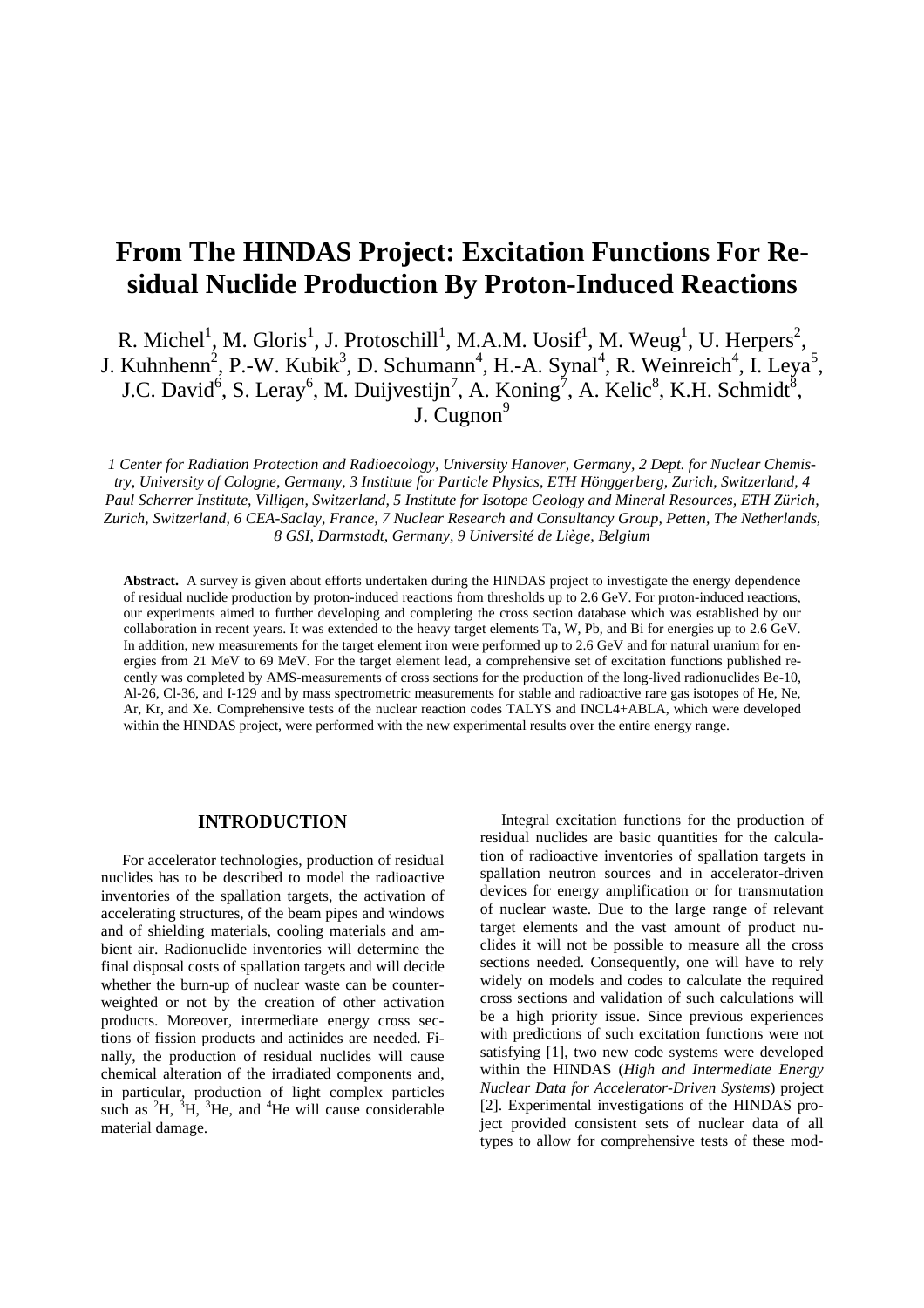# From The HINDAS Project: Excitation Functions For Residual Nuclide Production By Proton-Induced Reactions

R. Michel[1], M. Gloris[1], J. Protoschill[1], M.A.M. Uosif[1], M. Weug[1], U. Herpers[2], J. Kuhnhenn[2], P.-W. Kubik[3], D. Schumann[4], H.-A. Synal[4], R. Weinreich[4], I. Leya[5], J.C. David[6], S. Leray[6], M. Duijvestijn[7], A. Koning[7], A. Kelic[8], K.H. Schmidt[8], J. Cugnon[9]

*1 Center for Radiation Protection and Radioecology, University Hanover, Germany, 2 Dept. for Nuclear Chemistry, University of Cologne, Germany, 3 Institute for Particle Physics, ETH Hönggerberg, Zurich, Switzerland, 4 Paul Scherrer Institute, Villigen, Switzerland, 5 Institute for Isotope Geology and Mineral Resources, ETH Zürich, Zurich, Switzerland, 6 CEA-Saclay, France, 7 Nuclear Research and Consultancy Group, Petten, The Netherlands, 8 GSI, Darmstadt, Germany, 9 Université de Liège, Belgium*

**Abstract.** A survey is given about efforts undertaken during the HINDAS project to investigate the energy dependence of residual nuclide production by proton-induced reactions from thresholds up to 2.6 GeV. For proton-induced reactions, our experiments aimed to further developing and completing the cross section database which was established by our collaboration in recent years. It was extended to the heavy target elements Ta, W, Pb, and Bi for energies up to 2.6 GeV. In addition, new measurements for the target element iron were performed up to 2.6 GeV and for natural uranium for energies from 21 MeV to 69 MeV. For the target element lead, a comprehensive set of excitation functions published recently was completed by AMS-measurements of cross sections for the production of the long-lived radionuclides Be-10, Al-26, Cl-36, and I-129 and by mass spectrometric measurements for stable and radioactive rare gas isotopes of He, Ne, Ar, Kr, and Xe. Comprehensive tests of the nuclear reaction codes TALYS and INCL4+ABLA, which were developed within the HINDAS project, were performed with the new experimental results over the entire energy range.

## INTRODUCTION

For accelerator technologies, production of residual nuclides has to be described to model the radioactive inventories of the spallation targets, the activation of accelerating structures, of the beam pipes and windows and of shielding materials, cooling materials and ambient air. Radionuclide inventories will determine the final disposal costs of spallation targets and will decide whether the burn-up of nuclear waste can be counterweighted or not by the creation of other activation products. Moreover, intermediate energy cross sections of fission products and actinides are needed. Finally, the production of residual nuclides will cause chemical alteration of the irradiated components and, in particular, production of light complex particles such as $^{2}H$, $^{3}H$, $^{3}He$, and $^{4}He$ will cause considerable material damage.

Integral excitation functions for the production of residual nuclides are basic quantities for the calculation of radioactive inventories of spallation targets in spallation neutron sources and in accelerator-driven devices for energy amplification or for transmutation of nuclear waste. Due to the large range of relevant target elements and the vast amount of product nuclides it will not be possible to measure all the cross sections needed. Consequently, one will have to rely widely on models and codes to calculate the required cross sections and validation of such calculations will be a high priority issue. Since previous experiences with predictions of such excitation functions were not satisfying [1], two new code systems were developed within the HINDAS (*High and Intermediate Energy Nuclear Data for Accelerator-Driven Systems*) project [2]. Experimental investigations of the HINDAS project provided consistent sets of nuclear data of all types to allow for comprehensive tests of these mod-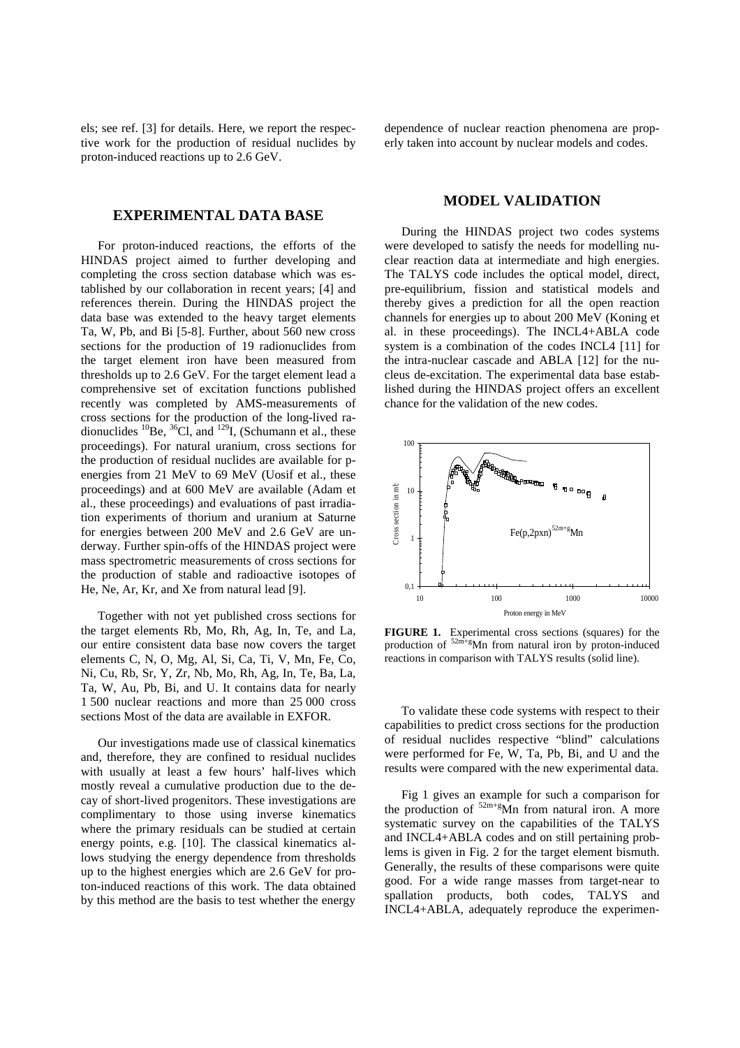els; see ref. [3] for details. Here, we report the respective work for the production of residual nuclides by proton-induced reactions up to 2.6 GeV.

## EXPERIMENTAL DATA BASE

For proton-induced reactions, the efforts of the HINDAS project aimed to further developing and completing the cross section database which was established by our collaboration in recent years; [4] and references therein. During the HINDAS project the data base was extended to the heavy target elements Ta, W, Pb, and Bi [5-8]. Further, about 560 new cross sections for the production of 19 radionuclides from the target element iron have been measured from thresholds up to 2.6 GeV. For the target element lead a comprehensive set of excitation functions published recently was completed by AMS-measurements of cross sections for the production of the long-lived radionuclides $^{10}$Be, $^{36}$Cl, and $^{129}$I, (Schumann et al., these proceedings). For natural uranium, cross sections for the production of residual nuclides are available for p-energies from 21 MeV to 69 MeV (Uosif et al., these proceedings) and at 600 MeV are available (Adam et al., these proceedings) and evaluations of past irradiation experiments of thorium and uranium at Saturne for energies between 200 MeV and 2.6 GeV are underway. Further spin-offs of the HINDAS project were mass spectrometric measurements of cross sections for the production of stable and radioactive isotopes of He, Ne, Ar, Kr, and Xe from natural lead [9].

Together with not yet published cross sections for the target elements Rb, Mo, Rh, Ag, In, Te, and La, our entire consistent data base now covers the target elements C, N, O, Mg, Al, Si, Ca, Ti, V, Mn, Fe, Co, Ni, Cu, Rb, Sr, Y, Zr, Nb, Mo, Rh, Ag, In, Te, Ba, La, Ta, W, Au, Pb, Bi, and U. It contains data for nearly 1 500 nuclear reactions and more than 25 000 cross sections Most of the data are available in EXFOR.

Our investigations made use of classical kinematics and, therefore, they are confined to residual nuclides with usually at least a few hours' half-lives which mostly reveal a cumulative production due to the decay of short-lived progenitors. These investigations are complimentary to those using inverse kinematics where the primary residuals can be studied at certain energy points, e.g. [10]. The classical kinematics allows studying the energy dependence from thresholds up to the highest energies which are 2.6 GeV for proton-induced reactions of this work. The data obtained by this method are the basis to test whether the energy dependence of nuclear reaction phenomena are properly taken into account by nuclear models and codes.

## MODEL VALIDATION

During the HINDAS project two codes systems were developed to satisfy the needs for modelling nuclear reaction data at intermediate and high energies. The TALYS code includes the optical model, direct, pre-equilibrium, fission and statistical models and thereby gives a prediction for all the open reaction channels for energies up to about 200 MeV (Koning et al. in these proceedings). The INCL4+ABLA code system is a combination of the codes INCL4 [11] for the intra-nuclear cascade and ABLA [12] for the nucleus de-excitation. The experimental data base established during the HINDAS project offers an excellent chance for the validation of the new codes.

**FIGURE 1.** Experimental cross sections (squares) for the production of $^{52m+g}$Mn from natural iron by proton-induced reactions in comparison with TALYS results (solid line).

To validate these code systems with respect to their capabilities to predict cross sections for the production of residual nuclides respective "blind" calculations were performed for Fe, W, Ta, Pb, Bi, and U and the results were compared with the new experimental data.

Fig 1 gives an example for such a comparison for the production of $^{52m+g}$Mn from natural iron. A more systematic survey on the capabilities of the TALYS and INCL4+ABLA codes and on still pertaining problems is given in Fig. 2 for the target element bismuth. Generally, the results of these comparisons were quite good. For a wide range masses from target-near to spallation products, both codes, TALYS and INCL4+ABLA, adequately reproduce the experimen-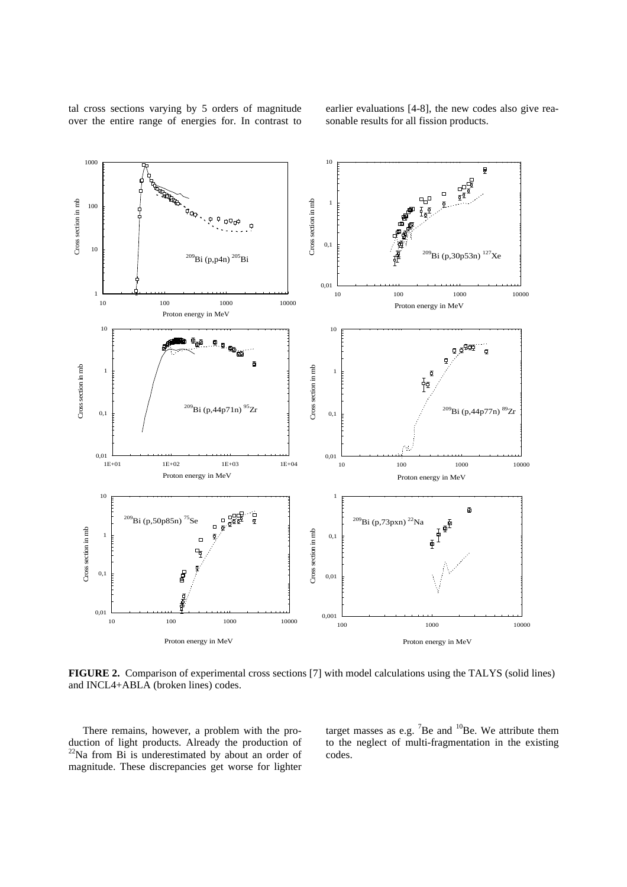tal cross sections varying by 5 orders of magnitude over the entire range of energies for. In contrast to earlier evaluations [4-8], the new codes also give reasonable results for all fission products.

**FIGURE 2.** Comparison of experimental cross sections [7] with model calculations using the TALYS (solid lines) and INCL4+ABLA (broken lines) codes.

There remains, however, a problem with the production of light products. Already the production of $^{22}$Na from Bi is underestimated by about an order of magnitude. These discrepancies get worse for lighter target masses as e.g. $^{7}$Be and $^{10}$Be. We attribute them to the neglect of multi-fragmentation in the existing codes.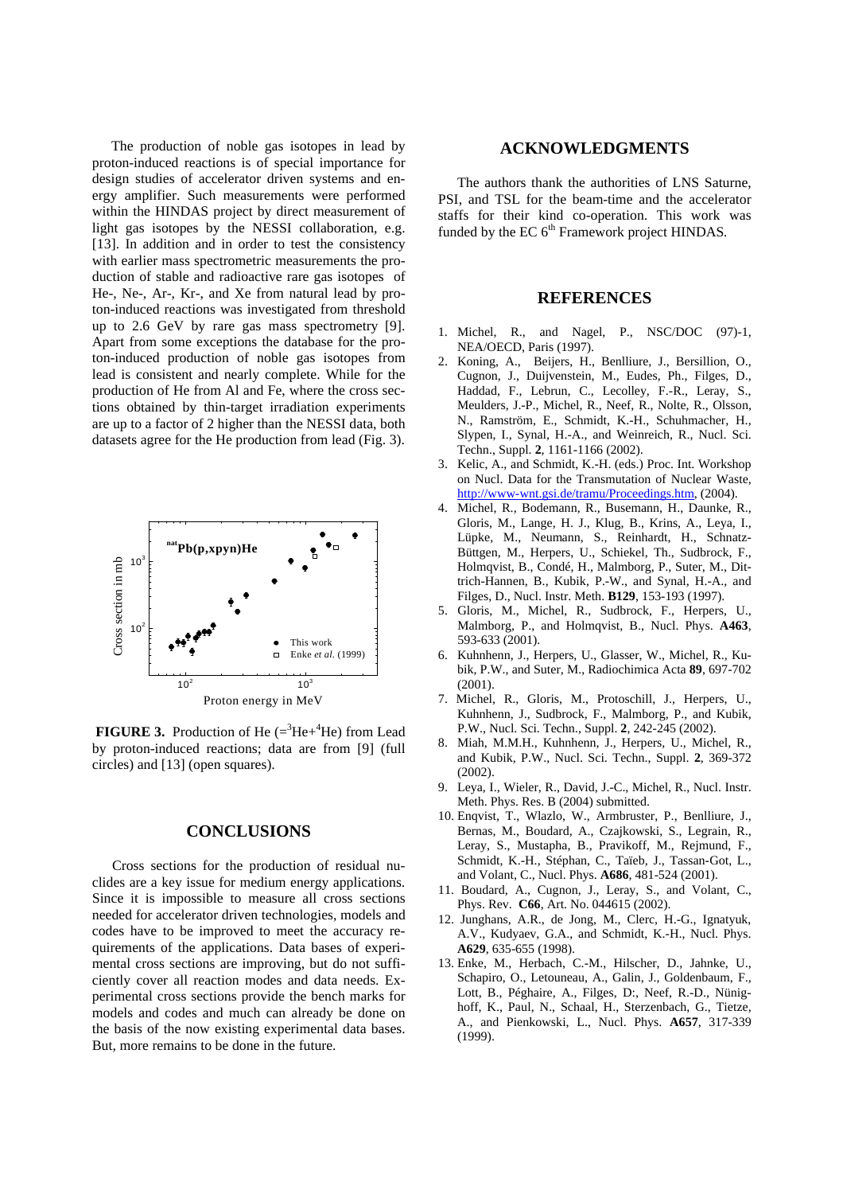The production of noble gas isotopes in lead by proton-induced reactions is of special importance for design studies of accelerator driven systems and energy amplifier. Such measurements were performed within the HINDAS project by direct measurement of light gas isotopes by the NESSI collaboration, e.g. [13]. In addition and in order to test the consistency with earlier mass spectrometric measurements the production of stable and radioactive rare gas isotopes of He-, Ne-, Ar-, Kr-, and Xe from natural lead by proton-induced reactions was investigated from threshold up to 2.6 GeV by rare gas mass spectrometry [9]. Apart from some exceptions the database for the proton-induced production of noble gas isotopes from lead is consistent and nearly complete. While for the production of He from Al and Fe, where the cross sections obtained by thin-target irradiation experiments are up to a factor of 2 higher than the NESSI data, both datasets agree for the He production from lead (Fig. 3).

$^{nat}$Pb(p,xpyn)He

Cross section in mb

$10^3$

$10^2$

This work

Enke *et al.* (1999)

$10^2$

$10^3$

Proton energy in MeV

**FIGURE 3.** Production of He ($=^3$He+$^4$He) from Lead by proton-induced reactions; data are from [9] (full circles) and [13] (open squares).

## CONCLUSIONS

Cross sections for the production of residual nuclides are a key issue for medium energy applications. Since it is impossible to measure all cross sections needed for accelerator driven technologies, models and codes have to be improved to meet the accuracy requirements of the applications. Data bases of experimental cross sections are improving, but do not sufficiently cover all reaction modes and data needs. Experimental cross sections provide the bench marks for models and codes and much can already be done on the basis of the now existing experimental data bases. But, more remains to be done in the future.

## ACKNOWLEDGMENTS

The authors thank the authorities of LNS Saturne, PSI, and TSL for the beam-time and the accelerator staffs for their kind co-operation. This work was funded by the EC 6[th] Framework project HINDAS.

## REFERENCES

1. Michel, R., and Nagel, P., NSC/DOC (97)-1, NEA/OECD, Paris (1997).
2. Koning, A., Beijers, H., Benlliure, J., Bersillion, O., Cugnon, J., Duijvenstein, M., Eudes, Ph., Filges, D., Haddad, F., Lebrun, C., Lecolley, F.-R., Leray, S., Meulders, J.-P., Michel, R., Neef, R., Nolte, R., Olsson, N., Ramström, E., Schmidt, K.-H., Schuhmacher, H., Slypen, I., Synal, H.-A., and Weinreich, R., Nucl. Sci. Techn., Suppl. **2**, 1161-1166 (2002).
3. Kelic, A., and Schmidt, K.-H. (eds.) Proc. Int. Workshop on Nucl. Data for the Transmutation of Nuclear Waste, http://www-wnt.gsi.de/tramu/Proceedings.htm, (2004).
4. Michel, R., Bodemann, R., Busemann, H., Daunke, R., Gloris, M., Lange, H. J., Klug, B., Krins, A., Leya, I., Lüpke, M., Neumann, S., Reinhardt, H., Schnatz-Büttgen, M., Herpers, U., Schiekel, Th., Sudbrock, F., Holmqvist, B., Condé, H., Malmborg, P., Suter, M., Dittrich-Hannen, B., Kubik, P.-W., and Synal, H.-A., and Filges, D., Nucl. Instr. Meth. **B129**, 153-193 (1997).
5. Gloris, M., Michel, R., Sudbrock, F., Herpers, U., Malmborg, P., and Holmqvist, B., Nucl. Phys. **A463**, 593-633 (2001).
6. Kuhnhenn, J., Herpers, U., Glasser, W., Michel, R., Kubik, P.W., and Suter, M., Radiochimica Acta **89**, 697-702 (2001).
7. Michel, R., Gloris, M., Protoschill, J., Herpers, U., Kuhnhenn, J., Sudbrock, F., Malmborg, P., and Kubik, P.W., Nucl. Sci. Techn., Suppl. **2**, 242-245 (2002).
8. Miah, M.M.H., Kuhnhenn, J., Herpers, U., Michel, R., and Kubik, P.W., Nucl. Sci. Techn., Suppl. **2**, 369-372 (2002).
9. Leya, I., Wieler, R., David, J.-C., Michel, R., Nucl. Instr. Meth. Phys. Res. B (2004) submitted.
10. Enqvist, T., Wlazlo, W., Armbruster, P., Benlliure, J., Bernas, M., Boudard, A., Czajkowski, S., Legrain, R., Leray, S., Mustapha, B., Pravikoff, M., Rejmund, F., Schmidt, K.-H., Stéphan, C., Taïeb, J., Tassan-Got, L., and Volant, C., Nucl. Phys. **A686**, 481-524 (2001).
11. Boudard, A., Cugnon, J., Leray, S., and Volant, C., Phys. Rev. **C66**, Art. No. 044615 (2002).
12. Junghans, A.R., de Jong, M., Clerc, H.-G., Ignatyuk, A.V., Kudyaev, G.A., and Schmidt, K.-H., Nucl. Phys. **A629**, 635-655 (1998).
13. Enke, M., Herbach, C.-M., Hilscher, D., Jahnke, U., Schapiro, O., Letouneau, A., Galin, J., Goldenbaum, F., Lott, B., Péghaire, A., Filges, D:, Neef, R.-D., Nünighoff, K., Paul, N., Schaal, H., Sterzenbach, G., Tietze, A., and Pienkowski, L., Nucl. Phys. **A657**, 317-339 (1999).